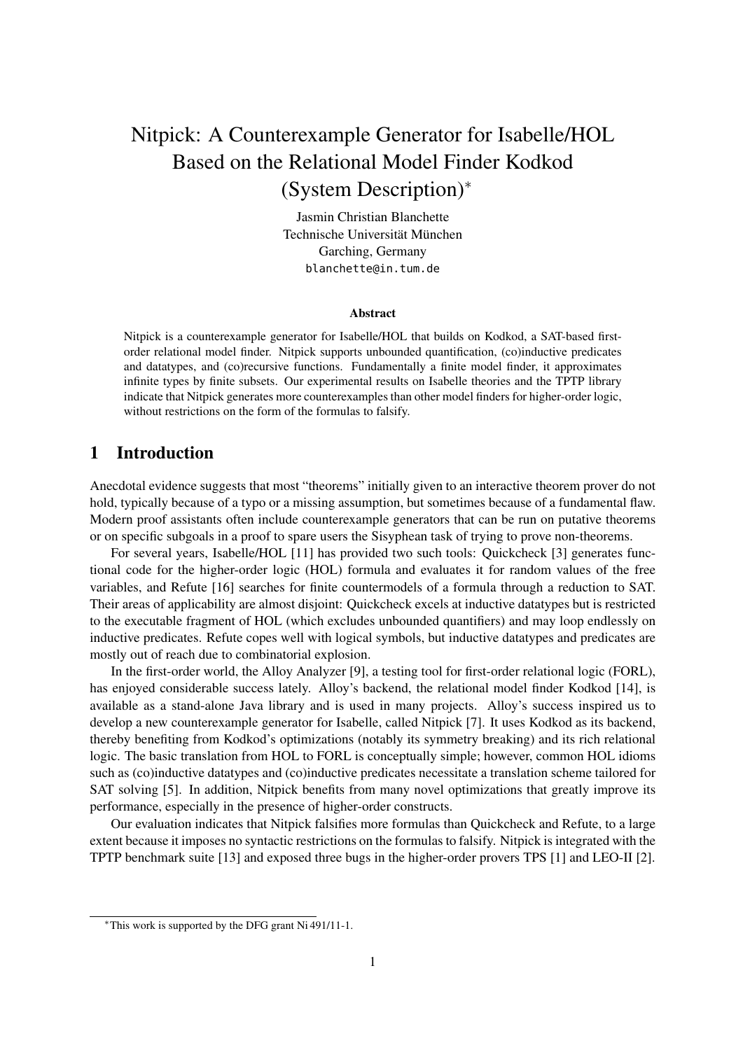# Nitpick: A Counterexample Generator for Isabelle/HOL Based on the Relational Model Finder Kodkod (System Description)*

Jasmin Christian Blanchette
Technische Universität München
Garching, Germany
blanchette@in.tum.de

**Abstract**

Nitpick is a counterexample generator for Isabelle/HOL that builds on Kodkod, a SAT-based first-order relational model finder. Nitpick supports unbounded quantification, (co)inductive predicates and datatypes, and (co)recursive functions. Fundamentally a finite model finder, it approximates infinite types by finite subsets. Our experimental results on Isabelle theories and the TPTP library indicate that Nitpick generates more counterexamples than other model finders for higher-order logic, without restrictions on the form of the formulas to falsify.

## 1 Introduction

Anecdotal evidence suggests that most "theorems" initially given to an interactive theorem prover do not hold, typically because of a typo or a missing assumption, but sometimes because of a fundamental flaw. Modern proof assistants often include counterexample generators that can be run on putative theorems or on specific subgoals in a proof to spare users the Sisyphean task of trying to prove non-theorems.

For several years, Isabelle/HOL [11] has provided two such tools: Quickcheck [3] generates functional code for the higher-order logic (HOL) formula and evaluates it for random values of the free variables, and Refute [16] searches for finite countermodels of a formula through a reduction to SAT. Their areas of applicability are almost disjoint: Quickcheck excels at inductive datatypes but is restricted to the executable fragment of HOL (which excludes unbounded quantifiers) and may loop endlessly on inductive predicates. Refute copes well with logical symbols, but inductive datatypes and predicates are mostly out of reach due to combinatorial explosion.

In the first-order world, the Alloy Analyzer [9], a testing tool for first-order relational logic (FORL), has enjoyed considerable success lately. Alloy's backend, the relational model finder Kodkod [14], is available as a stand-alone Java library and is used in many projects. Alloy's success inspired us to develop a new counterexample generator for Isabelle, called Nitpick [7]. It uses Kodkod as its backend, thereby benefiting from Kodkod's optimizations (notably its symmetry breaking) and its rich relational logic. The basic translation from HOL to FORL is conceptually simple; however, common HOL idioms such as (co)inductive datatypes and (co)inductive predicates necessitate a translation scheme tailored for SAT solving [5]. In addition, Nitpick benefits from many novel optimizations that greatly improve its performance, especially in the presence of higher-order constructs.

Our evaluation indicates that Nitpick falsifies more formulas than Quickcheck and Refute, to a large extent because it imposes no syntactic restrictions on the formulas to falsify. Nitpick is integrated with the TPTP benchmark suite [13] and exposed three bugs in the higher-order provers TPS [1] and LEO-II [2].

*This work is supported by the DFG grant Ni 491/11-1.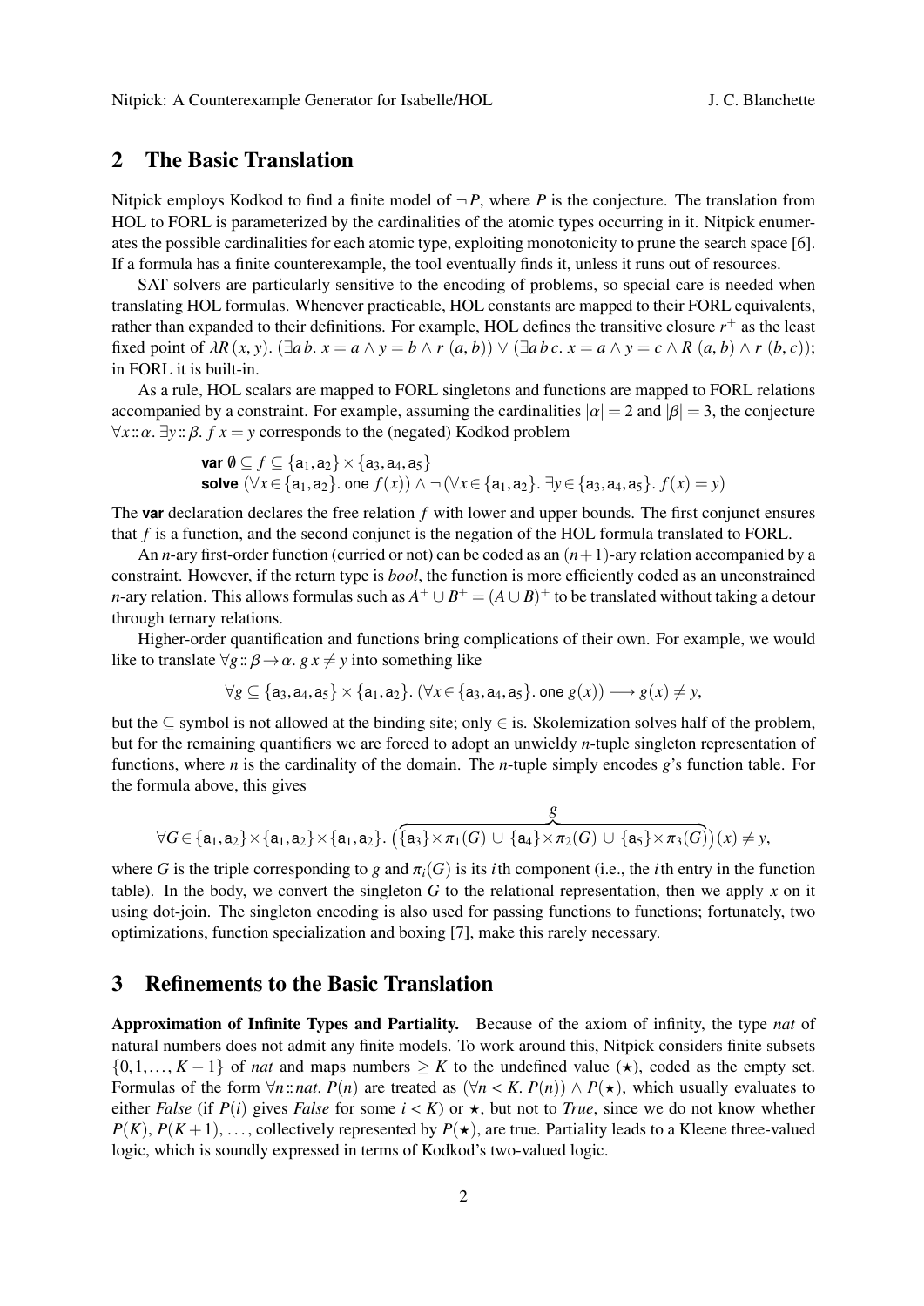## 2 The Basic Translation

Nitpick employs Kodkod to find a finite model of $\neg P$, where $P$ is the conjecture. The translation from HOL to FORL is parameterized by the cardinalities of the atomic types occurring in it. Nitpick enumerates the possible cardinalities for each atomic type, exploiting monotonicity to prune the search space [6]. If a formula has a finite counterexample, the tool eventually finds it, unless it runs out of resources.

SAT solvers are particularly sensitive to the encoding of problems, so special care is needed when translating HOL formulas. Whenever practicable, HOL constants are mapped to their FORL equivalents, rather than expanded to their definitions. For example, HOL defines the transitive closure $r^+$ as the least fixed point of $\lambda R\,(x, y).\ (\exists a\,b.\ x = a \wedge y = b \wedge r\ (a, b)) \vee (\exists a\,b\,c.\ x = a \wedge y = c \wedge R\ (a, b) \wedge r\ (b, c))$; in FORL it is built-in.

As a rule, HOL scalars are mapped to FORL singletons and functions are mapped to FORL relations accompanied by a constraint. For example, assuming the cardinalities $|\alpha| = 2$ and $|\beta| = 3$, the conjecture $\forall x :: \alpha.\ \exists y :: \beta.\ f\ x = y$ corresponds to the (negated) Kodkod problem

$$\begin{array}{l}\textbf{var}\ \emptyset \subseteq f \subseteq \{\mathsf{a}_1, \mathsf{a}_2\} \times \{\mathsf{a}_3, \mathsf{a}_4, \mathsf{a}_5\} \\ \textbf{solve}\ (\forall x \in \{\mathsf{a}_1, \mathsf{a}_2\}.\ \mathsf{one}\ f(x)) \wedge \neg(\forall x \in \{\mathsf{a}_1, \mathsf{a}_2\}.\ \exists y \in \{\mathsf{a}_3, \mathsf{a}_4, \mathsf{a}_5\}.\ f(x) = y)\end{array}$$

The **var** declaration declares the free relation $f$ with lower and upper bounds. The first conjunct ensures that $f$ is a function, and the second conjunct is the negation of the HOL formula translated to FORL.

An $n$-ary first-order function (curried or not) can be coded as an $(n+1)$-ary relation accompanied by a constraint. However, if the return type is *bool*, the function is more efficiently coded as an unconstrained $n$-ary relation. This allows formulas such as $A^+ \cup B^+ = (A \cup B)^+$ to be translated without taking a detour through ternary relations.

Higher-order quantification and functions bring complications of their own. For example, we would like to translate $\forall g :: \beta \to \alpha.\ g\ x \neq y$ into something like

$$\forall g \subseteq \{\mathsf{a}_3, \mathsf{a}_4, \mathsf{a}_5\} \times \{\mathsf{a}_1, \mathsf{a}_2\}.\ (\forall x \in \{\mathsf{a}_3, \mathsf{a}_4, \mathsf{a}_5\}.\ \mathsf{one}\ g(x)) \longrightarrow g(x) \neq y,$$

but the $\subseteq$ symbol is not allowed at the binding site; only $\in$ is. Skolemization solves half of the problem, but for the remaining quantifiers we are forced to adopt an unwieldy $n$-tuple singleton representation of functions, where $n$ is the cardinality of the domain. The $n$-tuple simply encodes $g$'s function table. For the formula above, this gives

$$\forall G \in \{\mathsf{a}_1, \mathsf{a}_2\} \times \{\mathsf{a}_1, \mathsf{a}_2\} \times \{\mathsf{a}_1, \mathsf{a}_2\}.\ \big(\overbrace{\{\mathsf{a}_3\} \times \pi_1(G)\ \cup\ \{\mathsf{a}_4\} \times \pi_2(G)\ \cup\ \{\mathsf{a}_5\} \times \pi_3(G)}^{g}\big)(x) \neq y,$$

where $G$ is the triple corresponding to $g$ and $\pi_i(G)$ is its $i$th component (i.e., the $i$th entry in the function table). In the body, we convert the singleton $G$ to the relational representation, then we apply $x$ on it using dot-join. The singleton encoding is also used for passing functions to functions; fortunately, two optimizations, function specialization and boxing [7], make this rarely necessary.

## 3 Refinements to the Basic Translation

**Approximation of Infinite Types and Partiality.** Because of the axiom of infinity, the type *nat* of natural numbers does not admit any finite models. To work around this, Nitpick considers finite subsets $\{0, 1, \ldots, K-1\}$ of *nat* and maps numbers $\geq K$ to the undefined value ($\star$), coded as the empty set. Formulas of the form $\forall n :: nat.\ P(n)$ are treated as $(\forall n < K.\ P(n)) \wedge P(\star)$, which usually evaluates to either *False* (if $P(i)$ gives *False* for some $i < K$) or $\star$, but not to *True*, since we do not know whether $P(K), P(K+1), \ldots$, collectively represented by $P(\star)$, are true. Partiality leads to a Kleene three-valued logic, which is soundly expressed in terms of Kodkod's two-valued logic.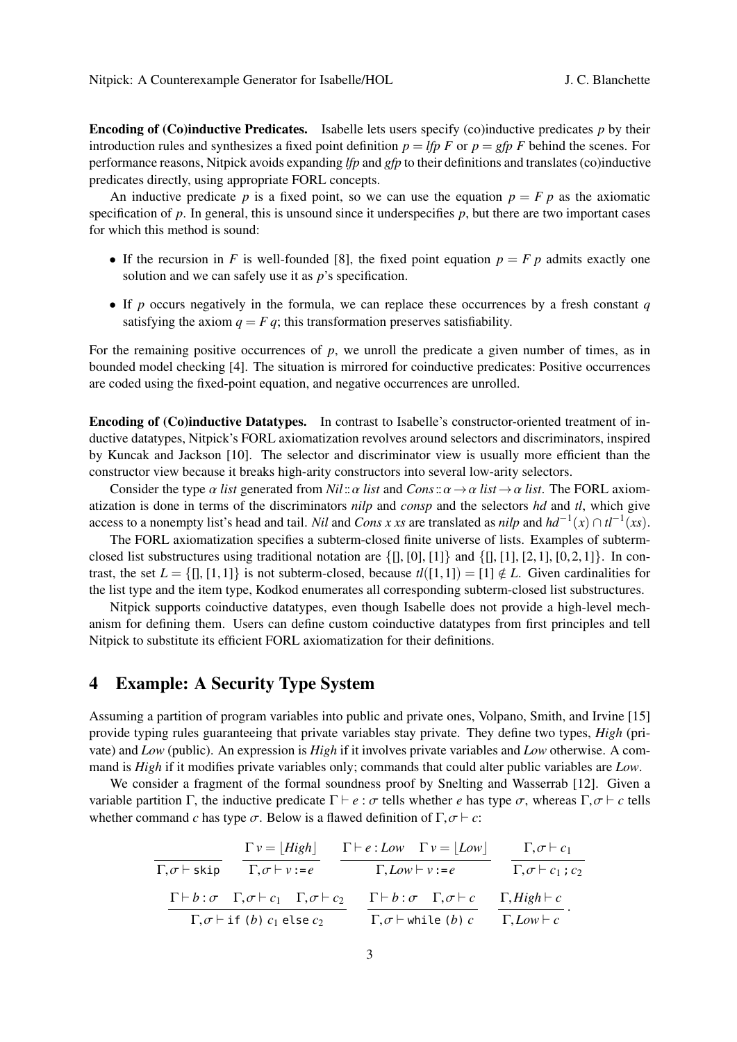**Encoding of (Co)inductive Predicates.** Isabelle lets users specify (co)inductive predicates $p$ by their introduction rules and synthesizes a fixed point definition $p = \mathit{lfp}\ F$ or $p = \mathit{gfp}\ F$ behind the scenes. For performance reasons, Nitpick avoids expanding *lfp* and *gfp* to their definitions and translates (co)inductive predicates directly, using appropriate FORL concepts.

An inductive predicate $p$ is a fixed point, so we can use the equation $p = F\ p$ as the axiomatic specification of $p$. In general, this is unsound since it underspecifies $p$, but there are two important cases for which this method is sound:

- If the recursion in $F$ is well-founded [8], the fixed point equation $p = F\ p$ admits exactly one solution and we can safely use it as $p$'s specification.
- If $p$ occurs negatively in the formula, we can replace these occurrences by a fresh constant $q$ satisfying the axiom $q = F\ q$; this transformation preserves satisfiability.

For the remaining positive occurrences of $p$, we unroll the predicate a given number of times, as in bounded model checking [4]. The situation is mirrored for coinductive predicates: Positive occurrences are coded using the fixed-point equation, and negative occurrences are unrolled.

**Encoding of (Co)inductive Datatypes.** In contrast to Isabelle's constructor-oriented treatment of inductive datatypes, Nitpick's FORL axiomatization revolves around selectors and discriminators, inspired by Kuncak and Jackson [10]. The selector and discriminator view is usually more efficient than the constructor view because it breaks high-arity constructors into several low-arity selectors.

Consider the type $\alpha\ \mathit{list}$ generated from $\mathit{Nil} :: \alpha\ \mathit{list}$ and $\mathit{Cons} :: \alpha \to \alpha\ \mathit{list} \to \alpha\ \mathit{list}$. The FORL axiomatization is done in terms of the discriminators *nilp* and *consp* and the selectors *hd* and *tl*, which give access to a nonempty list's head and tail. *Nil* and $\mathit{Cons}\ x\ xs$ are translated as *nilp* and $\mathit{hd}^{-1}(x) \cap \mathit{tl}^{-1}(xs)$.

The FORL axiomatization specifies a subterm-closed finite universe of lists. Examples of subterm-closed list substructures using traditional notation are $\{[], [0], [1]\}$ and $\{[], [1], [2,1], [0,2,1]\}$. In contrast, the set $L = \{[], [1,1]\}$ is not subterm-closed, because $\mathit{tl}([1,1]) = [1] \notin L$. Given cardinalities for the list type and the item type, Kodkod enumerates all corresponding subterm-closed list substructures.

Nitpick supports coinductive datatypes, even though Isabelle does not provide a high-level mechanism for defining them. Users can define custom coinductive datatypes from first principles and tell Nitpick to substitute its efficient FORL axiomatization for their definitions.

## 4 Example: A Security Type System

Assuming a partition of program variables into public and private ones, Volpano, Smith, and Irvine [15] provide typing rules guaranteeing that private variables stay private. They define two types, *High* (private) and *Low* (public). An expression is *High* if it involves private variables and *Low* otherwise. A command is *High* if it modifies private variables only; commands that could alter public variables are *Low*.

We consider a fragment of the formal soundness proof by Snelting and Wasserrab [12]. Given a variable partition $\Gamma$, the inductive predicate $\Gamma \vdash e : \sigma$ tells whether $e$ has type $\sigma$, whereas $\Gamma, \sigma \vdash c$ tells whether command $c$ has type $\sigma$. Below is a flawed definition of $\Gamma, \sigma \vdash c$:

$$\frac{}{\Gamma, \sigma \vdash \texttt{skip}} \qquad \frac{\Gamma\ v = \lfloor \mathit{High} \rfloor}{\Gamma, \sigma \vdash v \,\texttt{:=}\, e} \qquad \frac{\Gamma \vdash e : \mathit{Low} \quad \Gamma\ v = \lfloor \mathit{Low} \rfloor}{\Gamma, \mathit{Low} \vdash v \,\texttt{:=}\, e} \qquad \frac{\Gamma, \sigma \vdash c_1}{\Gamma, \sigma \vdash c_1 \,\texttt{;}\, c_2}$$

$$\frac{\Gamma \vdash b : \sigma \quad \Gamma, \sigma \vdash c_1 \quad \Gamma, \sigma \vdash c_2}{\Gamma, \sigma \vdash \texttt{if}\ (b)\ c_1\ \texttt{else}\ c_2} \qquad \frac{\Gamma \vdash b : \sigma \quad \Gamma, \sigma \vdash c}{\Gamma, \sigma \vdash \texttt{while}\ (b)\ c} \qquad \frac{\Gamma, \mathit{High} \vdash c}{\Gamma, \mathit{Low} \vdash c}.$$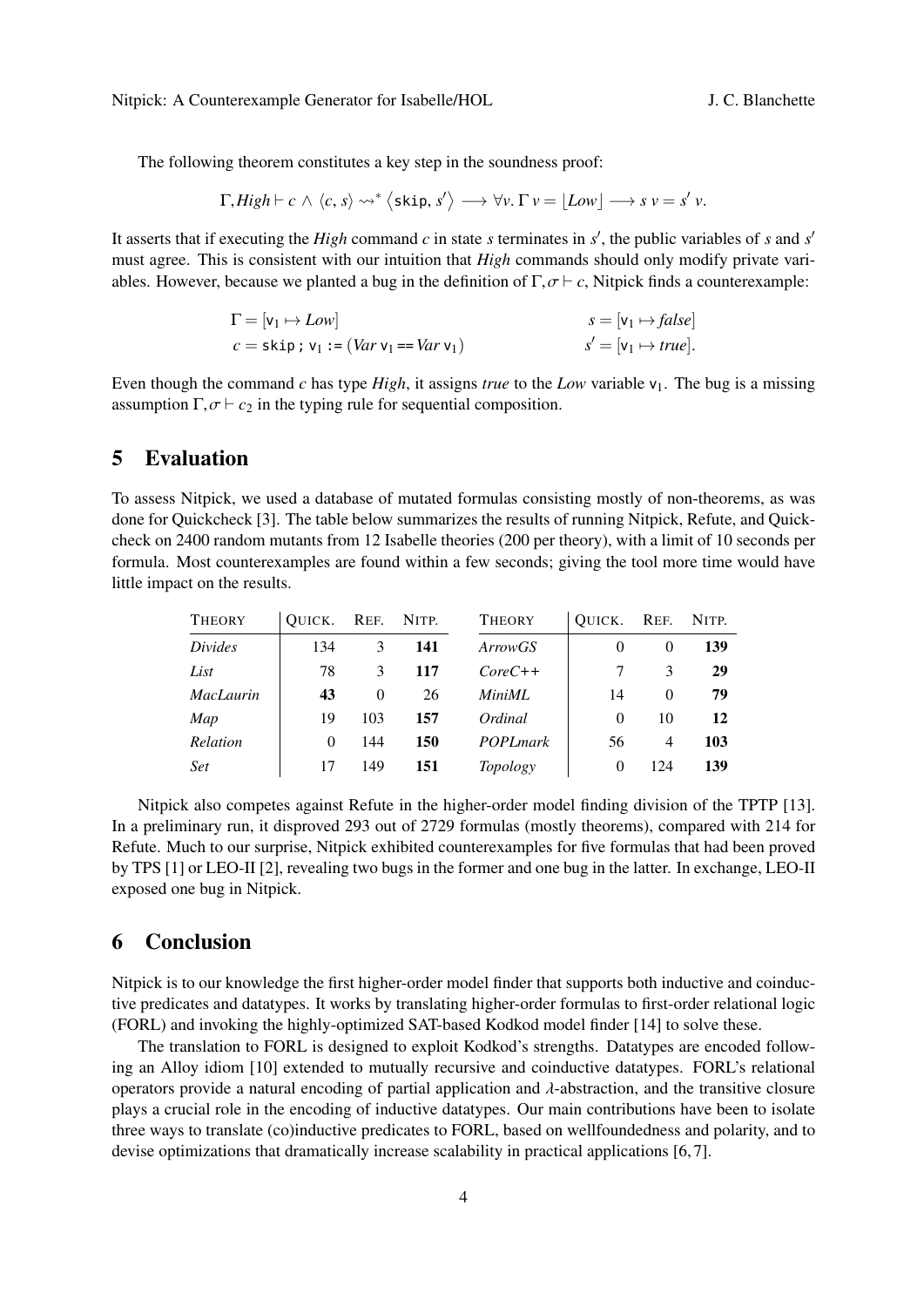The following theorem constitutes a key step in the soundness proof:

$$\Gamma, High \vdash c \;\wedge\; \langle c, s\rangle \rightsquigarrow^* \langle \mathsf{skip}, s'\rangle \longrightarrow \forall v.\, \Gamma\, v = \lfloor Low \rfloor \longrightarrow s\, v = s'\, v.$$

It asserts that if executing the *High* command $c$ in state $s$ terminates in $s'$, the public variables of $s$ and $s'$ must agree. This is consistent with our intuition that *High* commands should only modify private variables. However, because we planted a bug in the definition of $\Gamma, \sigma \vdash c$, Nitpick finds a counterexample:

$$\Gamma = [\mathsf{v}_1 \mapsto Low] \qquad\qquad s = [\mathsf{v}_1 \mapsto \mathit{false}]$$
$$c = \mathsf{skip}\,;\, \mathsf{v}_1 \mathrel{:=} (Var\, \mathsf{v}_1 == Var\, \mathsf{v}_1) \qquad\qquad s' = [\mathsf{v}_1 \mapsto \mathit{true}].$$

Even though the command $c$ has type *High*, it assigns *true* to the *Low* variable $\mathsf{v}_1$. The bug is a missing assumption $\Gamma, \sigma \vdash c_2$ in the typing rule for sequential composition.

## 5 Evaluation

To assess Nitpick, we used a database of mutated formulas consisting mostly of non-theorems, as was done for Quickcheck [3]. The table below summarizes the results of running Nitpick, Refute, and Quickcheck on 2400 random mutants from 12 Isabelle theories (200 per theory), with a limit of 10 seconds per formula. Most counterexamples are found within a few seconds; giving the tool more time would have little impact on the results.

| THEORY | QUICK. | REF. | NITP. | THEORY | QUICK. | REF. | NITP. |
|---|---|---|---|---|---|---|---|
| *Divides* | 134 | 3 | **141** | *ArrowGS* | 0 | 0 | **139** |
| *List* | 78 | 3 | **117** | *CoreC++* | 7 | 3 | **29** |
| *MacLaurin* | **43** | 0 | 26 | *MiniML* | 14 | 0 | **79** |
| *Map* | 19 | 103 | **157** | *Ordinal* | 0 | 10 | **12** |
| *Relation* | 0 | 144 | **150** | *POPLmark* | 56 | 4 | **103** |
| *Set* | 17 | 149 | **151** | *Topology* | 0 | 124 | **139** |

Nitpick also competes against Refute in the higher-order model finding division of the TPTP [13]. In a preliminary run, it disproved 293 out of 2729 formulas (mostly theorems), compared with 214 for Refute. Much to our surprise, Nitpick exhibited counterexamples for five formulas that had been proved by TPS [1] or LEO-II [2], revealing two bugs in the former and one bug in the latter. In exchange, LEO-II exposed one bug in Nitpick.

## 6 Conclusion

Nitpick is to our knowledge the first higher-order model finder that supports both inductive and coinductive predicates and datatypes. It works by translating higher-order formulas to first-order relational logic (FORL) and invoking the highly-optimized SAT-based Kodkod model finder [14] to solve these.

The translation to FORL is designed to exploit Kodkod's strengths. Datatypes are encoded following an Alloy idiom [10] extended to mutually recursive and coinductive datatypes. FORL's relational operators provide a natural encoding of partial application and $\lambda$-abstraction, and the transitive closure plays a crucial role in the encoding of inductive datatypes. Our main contributions have been to isolate three ways to translate (co)inductive predicates to FORL, based on wellfoundedness and polarity, and to devise optimizations that dramatically increase scalability in practical applications [6, 7].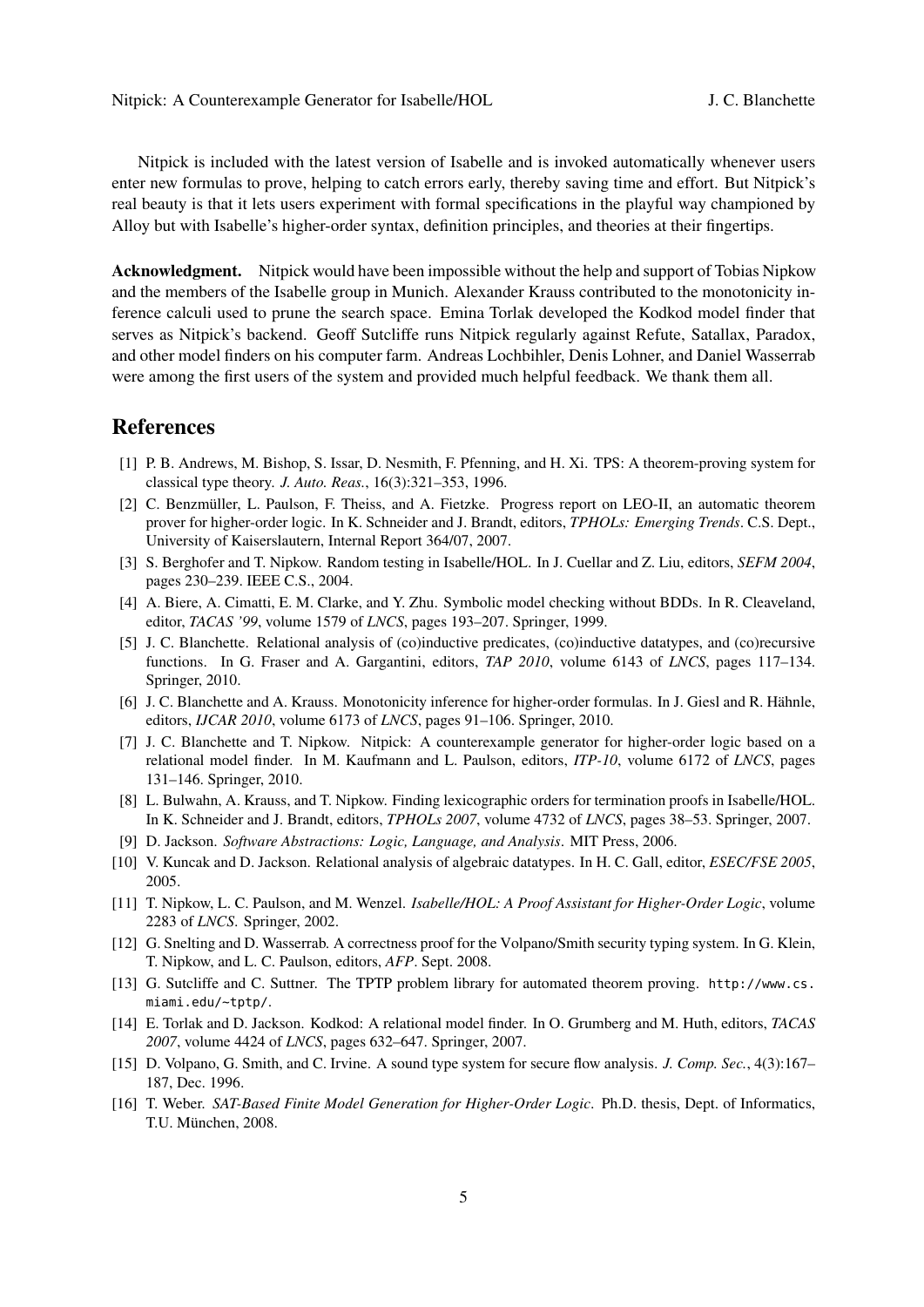Nitpick is included with the latest version of Isabelle and is invoked automatically whenever users enter new formulas to prove, helping to catch errors early, thereby saving time and effort. But Nitpick's real beauty is that it lets users experiment with formal specifications in the playful way championed by Alloy but with Isabelle's higher-order syntax, definition principles, and theories at their fingertips.

**Acknowledgment.** Nitpick would have been impossible without the help and support of Tobias Nipkow and the members of the Isabelle group in Munich. Alexander Krauss contributed to the monotonicity inference calculi used to prune the search space. Emina Torlak developed the Kodkod model finder that serves as Nitpick's backend. Geoff Sutcliffe runs Nitpick regularly against Refute, Satallax, Paradox, and other model finders on his computer farm. Andreas Lochbihler, Denis Lohner, and Daniel Wasserrab were among the first users of the system and provided much helpful feedback. We thank them all.

## References

[1] P. B. Andrews, M. Bishop, S. Issar, D. Nesmith, F. Pfenning, and H. Xi. TPS: A theorem-proving system for classical type theory. *J. Auto. Reas.*, 16(3):321–353, 1996.

[2] C. Benzmüller, L. Paulson, F. Theiss, and A. Fietzke. Progress report on LEO-II, an automatic theorem prover for higher-order logic. In K. Schneider and J. Brandt, editors, *TPHOLs: Emerging Trends*. C.S. Dept., University of Kaiserslautern, Internal Report 364/07, 2007.

[3] S. Berghofer and T. Nipkow. Random testing in Isabelle/HOL. In J. Cuellar and Z. Liu, editors, *SEFM 2004*, pages 230–239. IEEE C.S., 2004.

[4] A. Biere, A. Cimatti, E. M. Clarke, and Y. Zhu. Symbolic model checking without BDDs. In R. Cleaveland, editor, *TACAS '99*, volume 1579 of *LNCS*, pages 193–207. Springer, 1999.

[5] J. C. Blanchette. Relational analysis of (co)inductive predicates, (co)inductive datatypes, and (co)recursive functions. In G. Fraser and A. Gargantini, editors, *TAP 2010*, volume 6143 of *LNCS*, pages 117–134. Springer, 2010.

[6] J. C. Blanchette and A. Krauss. Monotonicity inference for higher-order formulas. In J. Giesl and R. Hähnle, editors, *IJCAR 2010*, volume 6173 of *LNCS*, pages 91–106. Springer, 2010.

[7] J. C. Blanchette and T. Nipkow. Nitpick: A counterexample generator for higher-order logic based on a relational model finder. In M. Kaufmann and L. Paulson, editors, *ITP-10*, volume 6172 of *LNCS*, pages 131–146. Springer, 2010.

[8] L. Bulwahn, A. Krauss, and T. Nipkow. Finding lexicographic orders for termination proofs in Isabelle/HOL. In K. Schneider and J. Brandt, editors, *TPHOLs 2007*, volume 4732 of *LNCS*, pages 38–53. Springer, 2007.

[9] D. Jackson. *Software Abstractions: Logic, Language, and Analysis*. MIT Press, 2006.

[10] V. Kuncak and D. Jackson. Relational analysis of algebraic datatypes. In H. C. Gall, editor, *ESEC/FSE 2005*, 2005.

[11] T. Nipkow, L. C. Paulson, and M. Wenzel. *Isabelle/HOL: A Proof Assistant for Higher-Order Logic*, volume 2283 of *LNCS*. Springer, 2002.

[12] G. Snelting and D. Wasserrab. A correctness proof for the Volpano/Smith security typing system. In G. Klein, T. Nipkow, and L. C. Paulson, editors, *AFP*. Sept. 2008.

[13] G. Sutcliffe and C. Suttner. The TPTP problem library for automated theorem proving. `http://www.cs.miami.edu/~tptp/`.

[14] E. Torlak and D. Jackson. Kodkod: A relational model finder. In O. Grumberg and M. Huth, editors, *TACAS 2007*, volume 4424 of *LNCS*, pages 632–647. Springer, 2007.

[15] D. Volpano, G. Smith, and C. Irvine. A sound type system for secure flow analysis. *J. Comp. Sec.*, 4(3):167–187, Dec. 1996.

[16] T. Weber. *SAT-Based Finite Model Generation for Higher-Order Logic*. Ph.D. thesis, Dept. of Informatics, T.U. München, 2008.